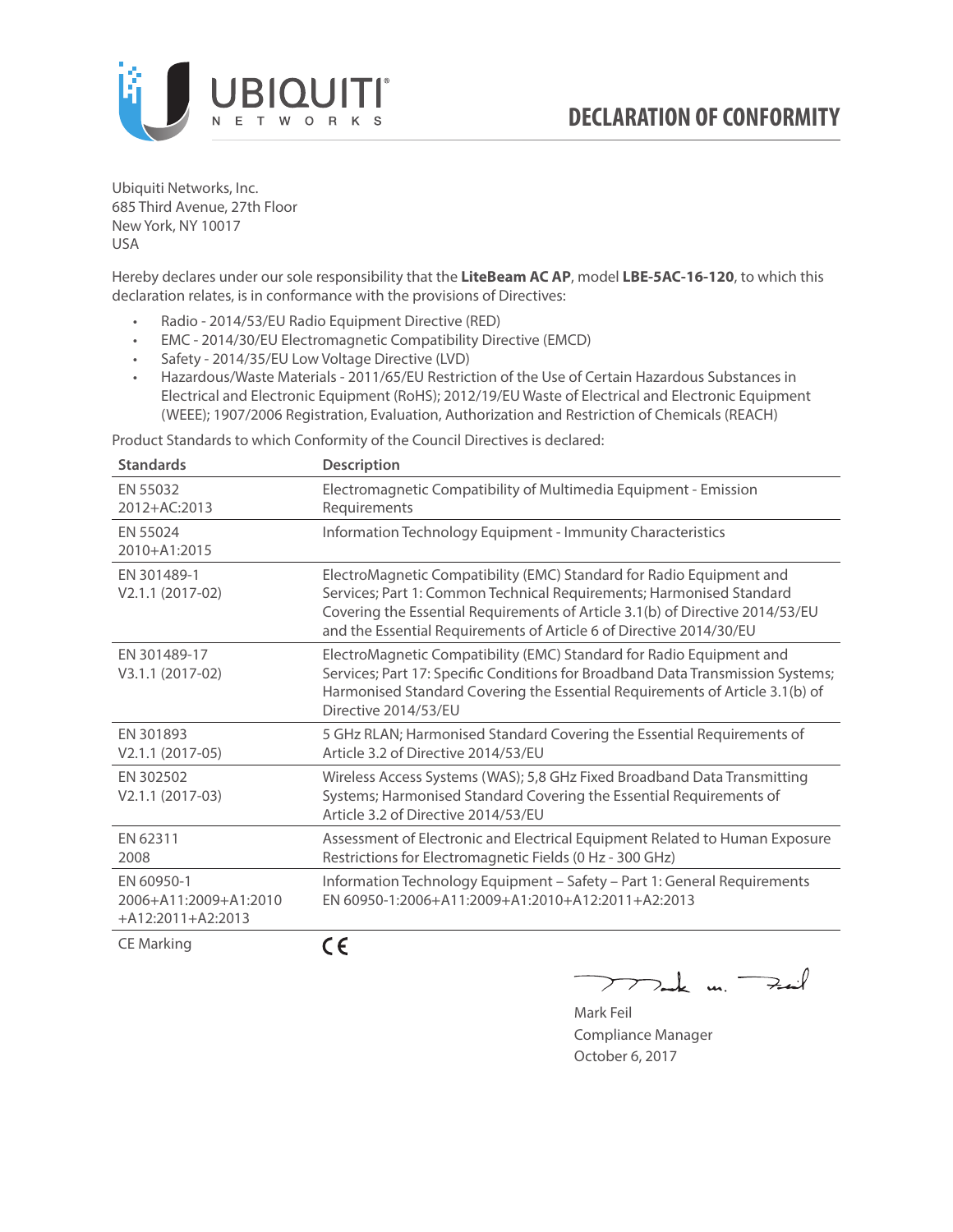# DECLARATION OF CONFORMITY

Ubiquiti Networks, Inc.
685 Third Avenue, 27th Floor
New York, NY 10017
USA

Hereby declares under our sole responsibility that the **LiteBeam AC AP**, model **LBE-5AC-16-120**, to which this declaration relates, is in conformance with the provisions of Directives:

- Radio - 2014/53/EU Radio Equipment Directive (RED)
- EMC - 2014/30/EU Electromagnetic Compatibility Directive (EMCD)
- Safety - 2014/35/EU Low Voltage Directive (LVD)
- Hazardous/Waste Materials - 2011/65/EU Restriction of the Use of Certain Hazardous Substances in Electrical and Electronic Equipment (RoHS); 2012/19/EU Waste of Electrical and Electronic Equipment (WEEE); 1907/2006 Registration, Evaluation, Authorization and Restriction of Chemicals (REACH)

Product Standards to which Conformity of the Council Directives is declared:

| Standards | Description |
|---|---|
| EN 55032 2012+AC:2013 | Electromagnetic Compatibility of Multimedia Equipment - Emission Requirements |
| EN 55024 2010+A1:2015 | Information Technology Equipment - Immunity Characteristics |
| EN 301489-1 V2.1.1 (2017-02) | ElectroMagnetic Compatibility (EMC) Standard for Radio Equipment and Services; Part 1: Common Technical Requirements; Harmonised Standard Covering the Essential Requirements of Article 3.1(b) of Directive 2014/53/EU and the Essential Requirements of Article 6 of Directive 2014/30/EU |
| EN 301489-17 V3.1.1 (2017-02) | ElectroMagnetic Compatibility (EMC) Standard for Radio Equipment and Services; Part 17: Specific Conditions for Broadband Data Transmission Systems; Harmonised Standard Covering the Essential Requirements of Article 3.1(b) of Directive 2014/53/EU |
| EN 301893 V2.1.1 (2017-05) | 5 GHz RLAN; Harmonised Standard Covering the Essential Requirements of Article 3.2 of Directive 2014/53/EU |
| EN 302502 V2.1.1 (2017-03) | Wireless Access Systems (WAS); 5,8 GHz Fixed Broadband Data Transmitting Systems; Harmonised Standard Covering the Essential Requirements of Article 3.2 of Directive 2014/53/EU |
| EN 62311 2008 | Assessment of Electronic and Electrical Equipment Related to Human Exposure Restrictions for Electromagnetic Fields (0 Hz - 300 GHz) |
| EN 60950-1 2006+A11:2009+A1:2010 +A12:2011+A2:2013 | Information Technology Equipment – Safety – Part 1: General Requirements EN 60950-1:2006+A11:2009+A1:2010+A12:2011+A2:2013 |
| CE Marking | CE |

Mark Feil
Compliance Manager
October 6, 2017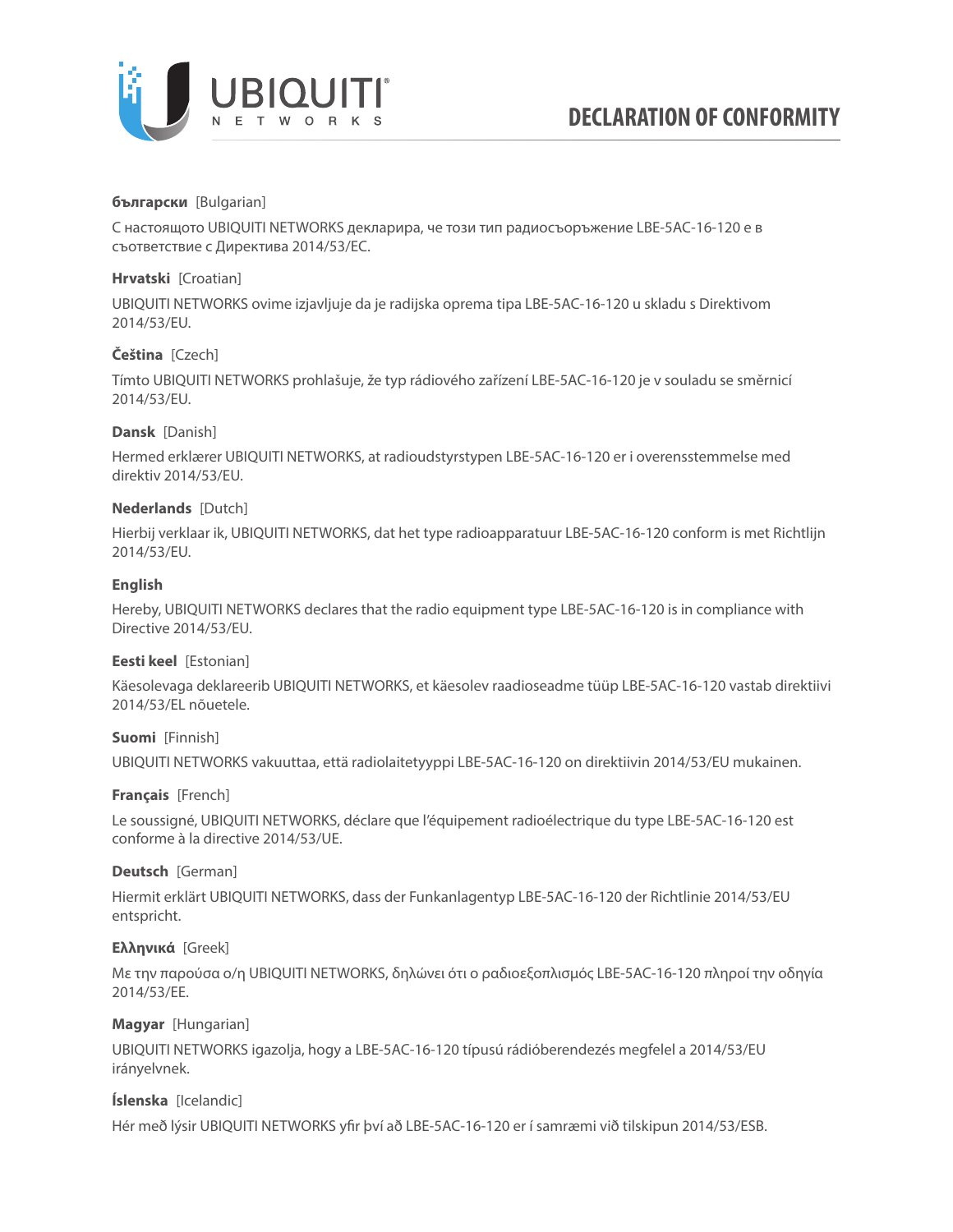# DECLARATION OF CONFORMITY

**български** [Bulgarian]

С настоящото UBIQUITI NETWORKS декларира, че този тип радиосъоръжение LBE-5AC-16-120 е в съответствие с Директива 2014/53/ЕС.

**Hrvatski** [Croatian]

UBIQUITI NETWORKS ovime izjavljuje da je radijska oprema tipa LBE-5AC-16-120 u skladu s Direktivom 2014/53/EU.

**Čeština** [Czech]

Tímto UBIQUITI NETWORKS prohlašuje, že typ rádiového zařízení LBE-5AC-16-120 je v souladu se směrnicí 2014/53/EU.

**Dansk** [Danish]

Hermed erklærer UBIQUITI NETWORKS, at radioudstyrstypen LBE-5AC-16-120 er i overensstemmelse med direktiv 2014/53/EU.

**Nederlands** [Dutch]

Hierbij verklaar ik, UBIQUITI NETWORKS, dat het type radioapparatuur LBE-5AC-16-120 conform is met Richtlijn 2014/53/EU.

**English**

Hereby, UBIQUITI NETWORKS declares that the radio equipment type LBE-5AC-16-120 is in compliance with Directive 2014/53/EU.

**Eesti keel** [Estonian]

Käesolevaga deklareerib UBIQUITI NETWORKS, et käesolev raadioseadme tüüp LBE-5AC-16-120 vastab direktiivi 2014/53/EL nõuetele.

**Suomi** [Finnish]

UBIQUITI NETWORKS vakuuttaa, että radiolaitetyyppi LBE-5AC-16-120 on direktiivin 2014/53/EU mukainen.

**Français** [French]

Le soussigné, UBIQUITI NETWORKS, déclare que l'équipement radioélectrique du type LBE-5AC-16-120 est conforme à la directive 2014/53/UE.

**Deutsch** [German]

Hiermit erklärt UBIQUITI NETWORKS, dass der Funkanlagentyp LBE-5AC-16-120 der Richtlinie 2014/53/EU entspricht.

**Ελληνικά** [Greek]

Με την παρούσα ο/η UBIQUITI NETWORKS, δηλώνει ότι ο ραδιοεξοπλισμός LBE-5AC-16-120 πληροί την οδηγία 2014/53/ΕΕ.

**Magyar** [Hungarian]

UBIQUITI NETWORKS igazolja, hogy a LBE-5AC-16-120 típusú rádióberendezés megfelel a 2014/53/EU irányelvnek.

**Íslenska** [Icelandic]

Hér með lýsir UBIQUITI NETWORKS yfir því að LBE-5AC-16-120 er í samræmi við tilskipun 2014/53/ESB.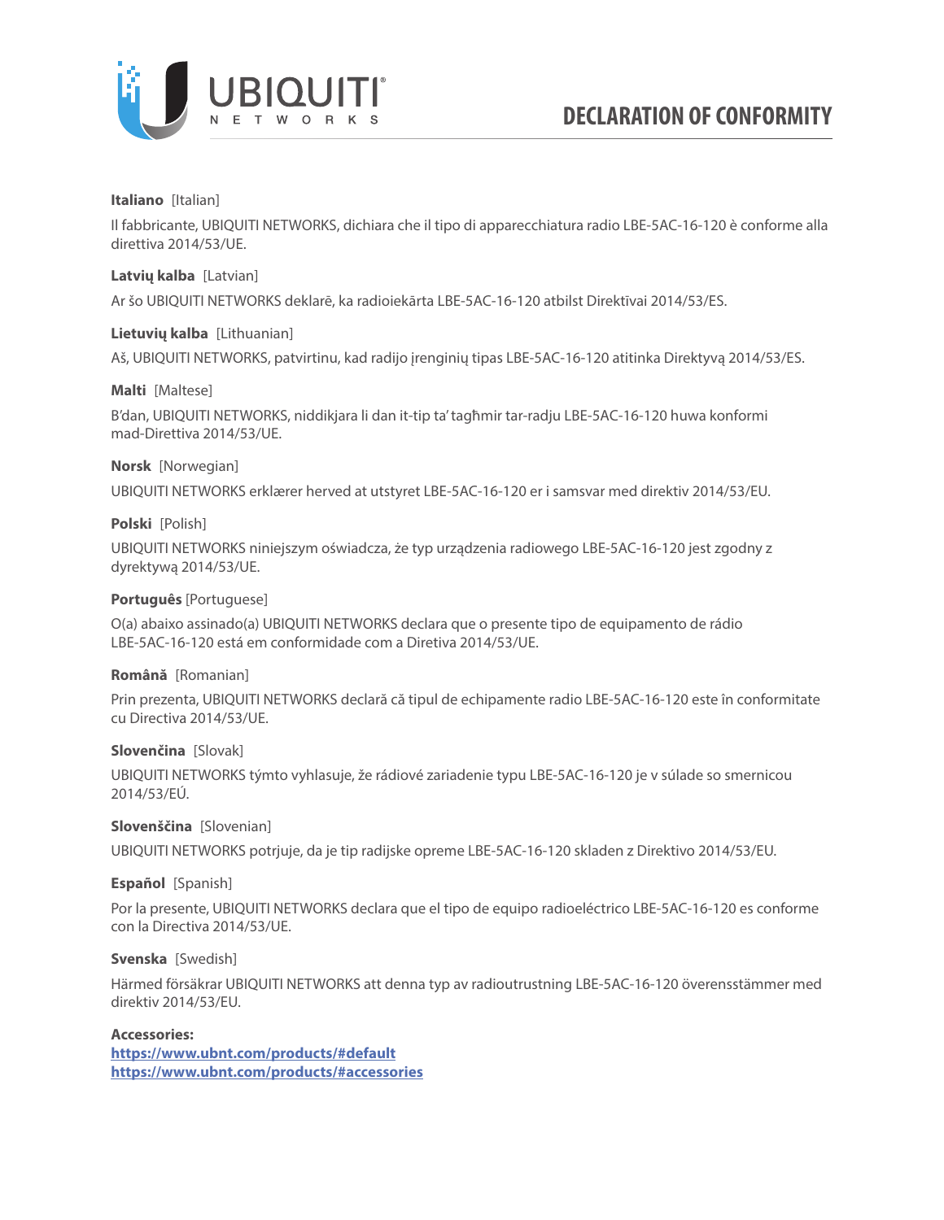**Italiano** [Italian]

Il fabbricante, UBIQUITI NETWORKS, dichiara che il tipo di apparecchiatura radio LBE-5AC-16-120 è conforme alla direttiva 2014/53/UE.

**Latvių kalba** [Latvian]

Ar šo UBIQUITI NETWORKS deklarē, ka radioiekārta LBE-5AC-16-120 atbilst Direktīvai 2014/53/ES.

**Lietuvių kalba** [Lithuanian]

Aš, UBIQUITI NETWORKS, patvirtinu, kad radijo įrenginių tipas LBE-5AC-16-120 atitinka Direktyvą 2014/53/ES.

**Malti** [Maltese]

B'dan, UBIQUITI NETWORKS, niddikjara li dan it-tip ta' tagħmir tar-radju LBE-5AC-16-120 huwa konformi mad-Direttiva 2014/53/UE.

**Norsk** [Norwegian]

UBIQUITI NETWORKS erklærer herved at utstyret LBE-5AC-16-120 er i samsvar med direktiv 2014/53/EU.

**Polski** [Polish]

UBIQUITI NETWORKS niniejszym oświadcza, że typ urządzenia radiowego LBE-5AC-16-120 jest zgodny z dyrektywą 2014/53/UE.

**Português** [Portuguese]

O(a) abaixo assinado(a) UBIQUITI NETWORKS declara que o presente tipo de equipamento de rádio LBE-5AC-16-120 está em conformidade com a Diretiva 2014/53/UE.

**Română** [Romanian]

Prin prezenta, UBIQUITI NETWORKS declară că tipul de echipamente radio LBE-5AC-16-120 este în conformitate cu Directiva 2014/53/UE.

**Slovenčina** [Slovak]

UBIQUITI NETWORKS týmto vyhlasuje, že rádiové zariadenie typu LBE-5AC-16-120 je v súlade so smernicou 2014/53/EÚ.

**Slovenščina** [Slovenian]

UBIQUITI NETWORKS potrjuje, da je tip radijske opreme LBE-5AC-16-120 skladen z Direktivo 2014/53/EU.

**Español** [Spanish]

Por la presente, UBIQUITI NETWORKS declara que el tipo de equipo radioeléctrico LBE-5AC-16-120 es conforme con la Directiva 2014/53/UE.

**Svenska** [Swedish]

Härmed försäkrar UBIQUITI NETWORKS att denna typ av radioutrustning LBE-5AC-16-120 överensstämmer med direktiv 2014/53/EU.

**Accessories:**
**https://www.ubnt.com/products/#default**
**https://www.ubnt.com/products/#accessories**